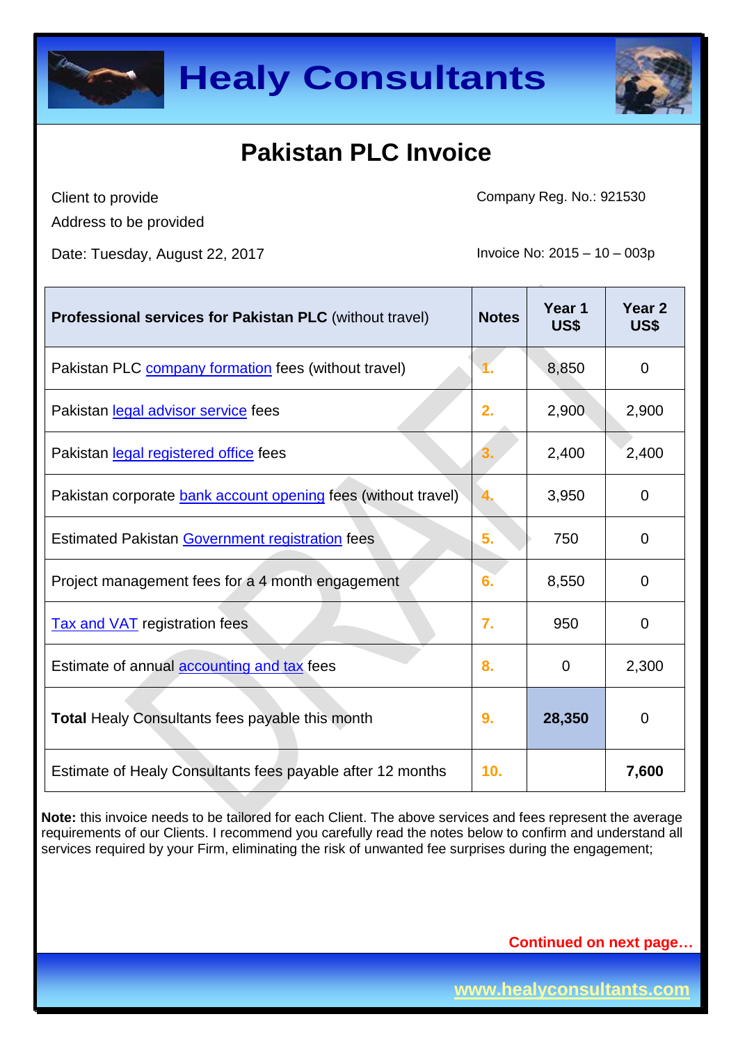# Healy Consultants

## Pakistan PLC Invoice

Client to provide
Address to be provided

Company Reg. No.: 921530

Date: Tuesday, August 22, 2017

Invoice No: 2015 – 10 – 003p

| **Professional services for Pakistan PLC** (without travel) | **Notes** | **Year 1 US$** | **Year 2 US$** |
|---|---|---|---|
| Pakistan PLC company formation fees (without travel) | 1. | 8,850 | 0 |
| Pakistan legal advisor service fees | 2. | 2,900 | 2,900 |
| Pakistan legal registered office fees | 3. | 2,400 | 2,400 |
| Pakistan corporate bank account opening fees (without travel) | 4. | 3,950 | 0 |
| Estimated Pakistan Government registration fees | 5. | 750 | 0 |
| Project management fees for a 4 month engagement | 6. | 8,550 | 0 |
| Tax and VAT registration fees | 7. | 950 | 0 |
| Estimate of annual accounting and tax fees | 8. | 0 | 2,300 |
| **Total** Healy Consultants fees payable this month | 9. | **28,350** | 0 |
| Estimate of Healy Consultants fees payable after 12 months | 10. | | **7,600** |

**Note:** this invoice needs to be tailored for each Client. The above services and fees represent the average requirements of our Clients. I recommend you carefully read the notes below to confirm and understand all services required by your Firm, eliminating the risk of unwanted fee surprises during the engagement;

**Continued on next page…**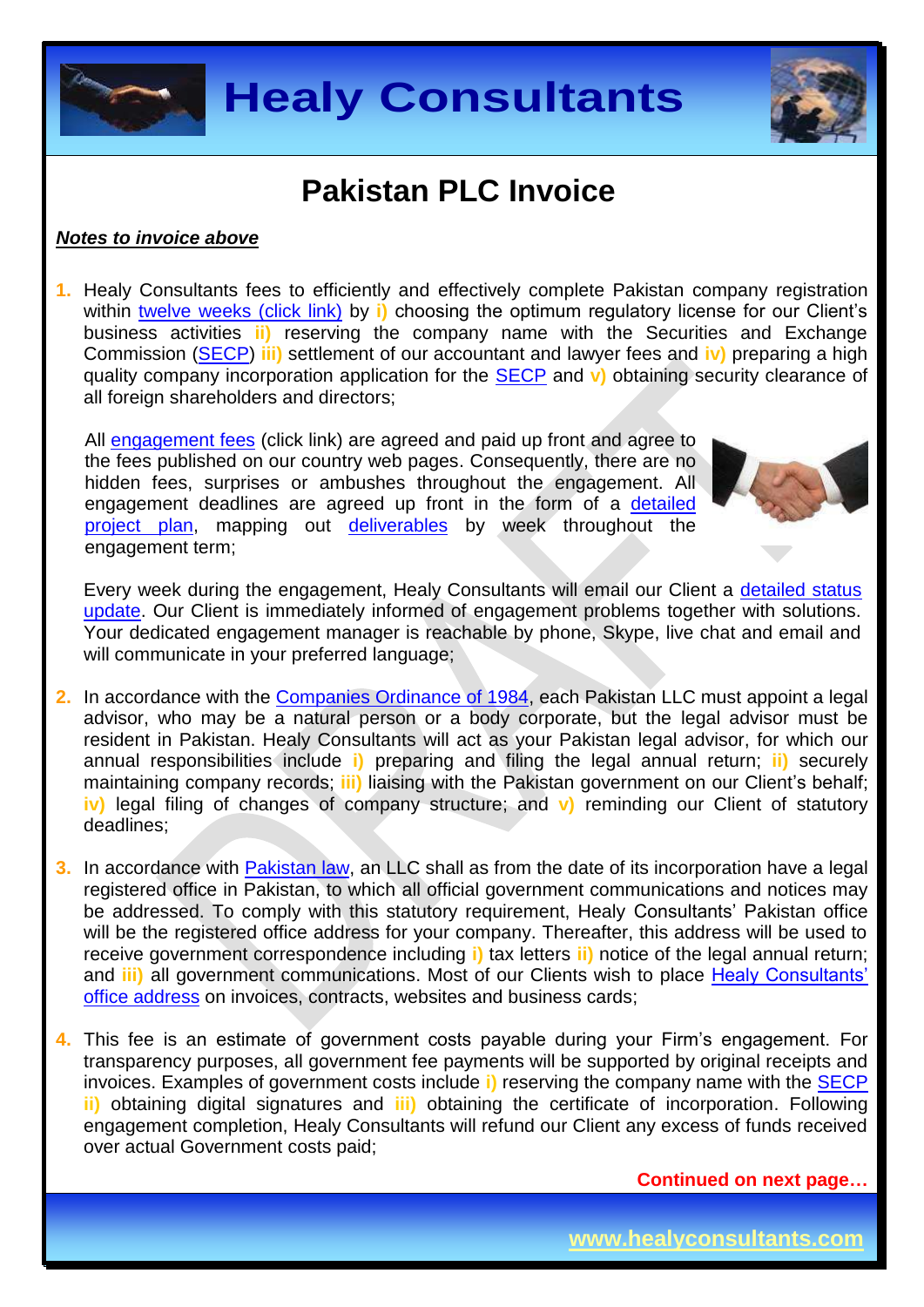# Pakistan PLC Invoice

***Notes to invoice above***

1. Healy Consultants fees to efficiently and effectively complete Pakistan company registration within twelve weeks (click link) by **i)** choosing the optimum regulatory license for our Client's business activities **ii)** reserving the company name with the Securities and Exchange Commission (SECP) **iii)** settlement of our accountant and lawyer fees and **iv)** preparing a high quality company incorporation application for the SECP and **v)** obtaining security clearance of all foreign shareholders and directors;

   All engagement fees (click link) are agreed and paid up front and agree to the fees published on our country web pages. Consequently, there are no hidden fees, surprises or ambushes throughout the engagement. All engagement deadlines are agreed up front in the form of a detailed project plan, mapping out deliverables by week throughout the engagement term;

   Every week during the engagement, Healy Consultants will email our Client a detailed status update. Our Client is immediately informed of engagement problems together with solutions. Your dedicated engagement manager is reachable by phone, Skype, live chat and email and will communicate in your preferred language;

2. In accordance with the Companies Ordinance of 1984, each Pakistan LLC must appoint a legal advisor, who may be a natural person or a body corporate, but the legal advisor must be resident in Pakistan. Healy Consultants will act as your Pakistan legal advisor, for which our annual responsibilities include **i)** preparing and filing the legal annual return; **ii)** securely maintaining company records; **iii)** liaising with the Pakistan government on our Client's behalf; **iv)** legal filing of changes of company structure; and **v)** reminding our Client of statutory deadlines;

3. In accordance with Pakistan law, an LLC shall as from the date of its incorporation have a legal registered office in Pakistan, to which all official government communications and notices may be addressed. To comply with this statutory requirement, Healy Consultants' Pakistan office will be the registered office address for your company. Thereafter, this address will be used to receive government correspondence including **i)** tax letters **ii)** notice of the legal annual return; and **iii)** all government communications. Most of our Clients wish to place Healy Consultants' office address on invoices, contracts, websites and business cards;

4. This fee is an estimate of government costs payable during your Firm's engagement. For transparency purposes, all government fee payments will be supported by original receipts and invoices. Examples of government costs include **i)** reserving the company name with the SECP **ii)** obtaining digital signatures and **iii)** obtaining the certificate of incorporation. Following engagement completion, Healy Consultants will refund our Client any excess of funds received over actual Government costs paid;

**Continued on next page…**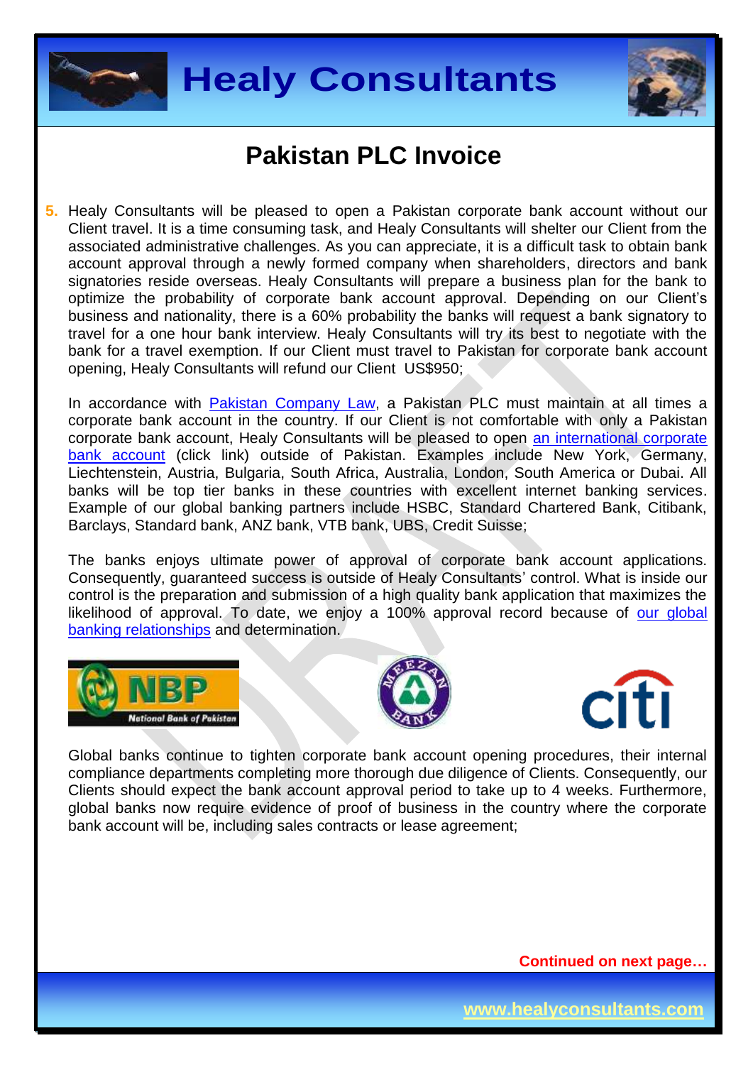# Pakistan PLC Invoice

5. Healy Consultants will be pleased to open a Pakistan corporate bank account without our Client travel. It is a time consuming task, and Healy Consultants will shelter our Client from the associated administrative challenges. As you can appreciate, it is a difficult task to obtain bank account approval through a newly formed company when shareholders, directors and bank signatories reside overseas. Healy Consultants will prepare a business plan for the bank to optimize the probability of corporate bank account approval. Depending on our Client's business and nationality, there is a 60% probability the banks will request a bank signatory to travel for a one hour bank interview. Healy Consultants will try its best to negotiate with the bank for a travel exemption. If our Client must travel to Pakistan for corporate bank account opening, Healy Consultants will refund our Client US$950;

   In accordance with Pakistan Company Law, a Pakistan PLC must maintain at all times a corporate bank account in the country. If our Client is not comfortable with only a Pakistan corporate bank account, Healy Consultants will be pleased to open an international corporate bank account (click link) outside of Pakistan. Examples include New York, Germany, Liechtenstein, Austria, Bulgaria, South Africa, Australia, London, South America or Dubai. All banks will be top tier banks in these countries with excellent internet banking services. Example of our global banking partners include HSBC, Standard Chartered Bank, Citibank, Barclays, Standard bank, ANZ bank, VTB bank, UBS, Credit Suisse;

   The banks enjoys ultimate power of approval of corporate bank account applications. Consequently, guaranteed success is outside of Healy Consultants' control. What is inside our control is the preparation and submission of a high quality bank application that maximizes the likelihood of approval. To date, we enjoy a 100% approval record because of our global banking relationships and determination.

   Global banks continue to tighten corporate bank account opening procedures, their internal compliance departments completing more thorough due diligence of Clients. Consequently, our Clients should expect the bank account approval period to take up to 4 weeks. Furthermore, global banks now require evidence of proof of business in the country where the corporate bank account will be, including sales contracts or lease agreement;

**Continued on next page…**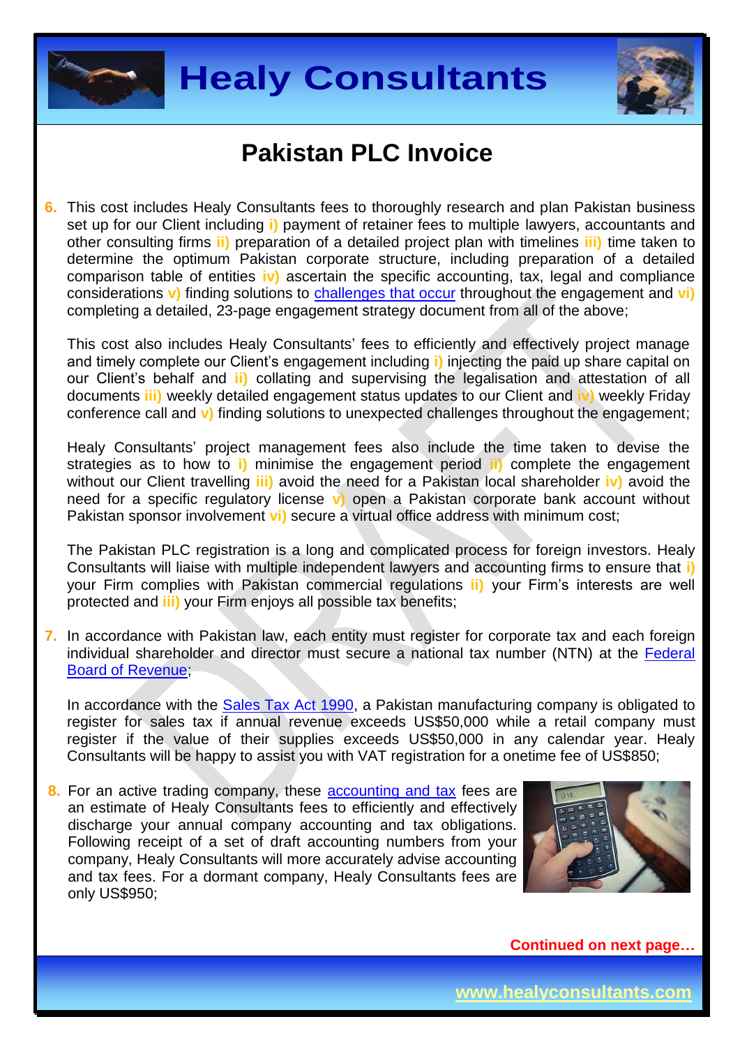# Pakistan PLC Invoice

6. This cost includes Healy Consultants fees to thoroughly research and plan Pakistan business set up for our Client including **i)** payment of retainer fees to multiple lawyers, accountants and other consulting firms **ii)** preparation of a detailed project plan with timelines **iii)** time taken to determine the optimum Pakistan corporate structure, including preparation of a detailed comparison table of entities **iv)** ascertain the specific accounting, tax, legal and compliance considerations **v)** finding solutions to challenges that occur throughout the engagement and **vi)** completing a detailed, 23-page engagement strategy document from all of the above;

   This cost also includes Healy Consultants' fees to efficiently and effectively project manage and timely complete our Client's engagement including **i)** injecting the paid up share capital on our Client's behalf and **ii)** collating and supervising the legalisation and attestation of all documents **iii)** weekly detailed engagement status updates to our Client and **iv)** weekly Friday conference call and **v)** finding solutions to unexpected challenges throughout the engagement;

   Healy Consultants' project management fees also include the time taken to devise the strategies as to how to **i)** minimise the engagement period **ii)** complete the engagement without our Client travelling **iii)** avoid the need for a Pakistan local shareholder **iv)** avoid the need for a specific regulatory license **v)** open a Pakistan corporate bank account without Pakistan sponsor involvement **vi)** secure a virtual office address with minimum cost;

   The Pakistan PLC registration is a long and complicated process for foreign investors. Healy Consultants will liaise with multiple independent lawyers and accounting firms to ensure that **i)** your Firm complies with Pakistan commercial regulations **ii)** your Firm's interests are well protected and **iii)** your Firm enjoys all possible tax benefits;

7. In accordance with Pakistan law, each entity must register for corporate tax and each foreign individual shareholder and director must secure a national tax number (NTN) at the Federal Board of Revenue;

   In accordance with the Sales Tax Act 1990, a Pakistan manufacturing company is obligated to register for sales tax if annual revenue exceeds US$50,000 while a retail company must register if the value of their supplies exceeds US$50,000 in any calendar year. Healy Consultants will be happy to assist you with VAT registration for a onetime fee of US$850;

8. For an active trading company, these accounting and tax fees are an estimate of Healy Consultants fees to efficiently and effectively discharge your annual company accounting and tax obligations. Following receipt of a set of draft accounting numbers from your company, Healy Consultants will more accurately advise accounting and tax fees. For a dormant company, Healy Consultants fees are only US$950;

**Continued on next page…**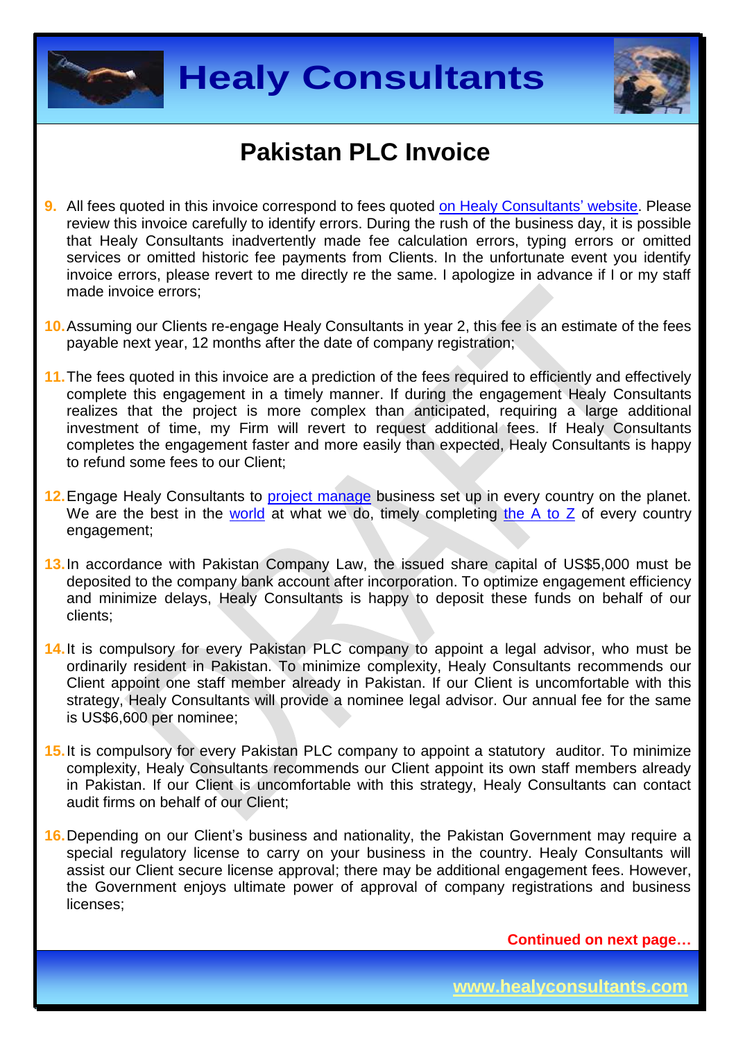# Pakistan PLC Invoice

9. All fees quoted in this invoice correspond to fees quoted on Healy Consultants' website. Please review this invoice carefully to identify errors. During the rush of the business day, it is possible that Healy Consultants inadvertently made fee calculation errors, typing errors or omitted services or omitted historic fee payments from Clients. In the unfortunate event you identify invoice errors, please revert to me directly re the same. I apologize in advance if I or my staff made invoice errors;

10. Assuming our Clients re-engage Healy Consultants in year 2, this fee is an estimate of the fees payable next year, 12 months after the date of company registration;

11. The fees quoted in this invoice are a prediction of the fees required to efficiently and effectively complete this engagement in a timely manner. If during the engagement Healy Consultants realizes that the project is more complex than anticipated, requiring a large additional investment of time, my Firm will revert to request additional fees. If Healy Consultants completes the engagement faster and more easily than expected, Healy Consultants is happy to refund some fees to our Client;

12. Engage Healy Consultants to project manage business set up in every country on the planet. We are the best in the world at what we do, timely completing the A to Z of every country engagement;

13. In accordance with Pakistan Company Law, the issued share capital of US$5,000 must be deposited to the company bank account after incorporation. To optimize engagement efficiency and minimize delays, Healy Consultants is happy to deposit these funds on behalf of our clients;

14. It is compulsory for every Pakistan PLC company to appoint a legal advisor, who must be ordinarily resident in Pakistan. To minimize complexity, Healy Consultants recommends our Client appoint one staff member already in Pakistan. If our Client is uncomfortable with this strategy, Healy Consultants will provide a nominee legal advisor. Our annual fee for the same is US$6,600 per nominee;

15. It is compulsory for every Pakistan PLC company to appoint a statutory auditor. To minimize complexity, Healy Consultants recommends our Client appoint its own staff members already in Pakistan. If our Client is uncomfortable with this strategy, Healy Consultants can contact audit firms on behalf of our Client;

16. Depending on our Client's business and nationality, the Pakistan Government may require a special regulatory license to carry on your business in the country. Healy Consultants will assist our Client secure license approval; there may be additional engagement fees. However, the Government enjoys ultimate power of approval of company registrations and business licenses;

**Continued on next page…**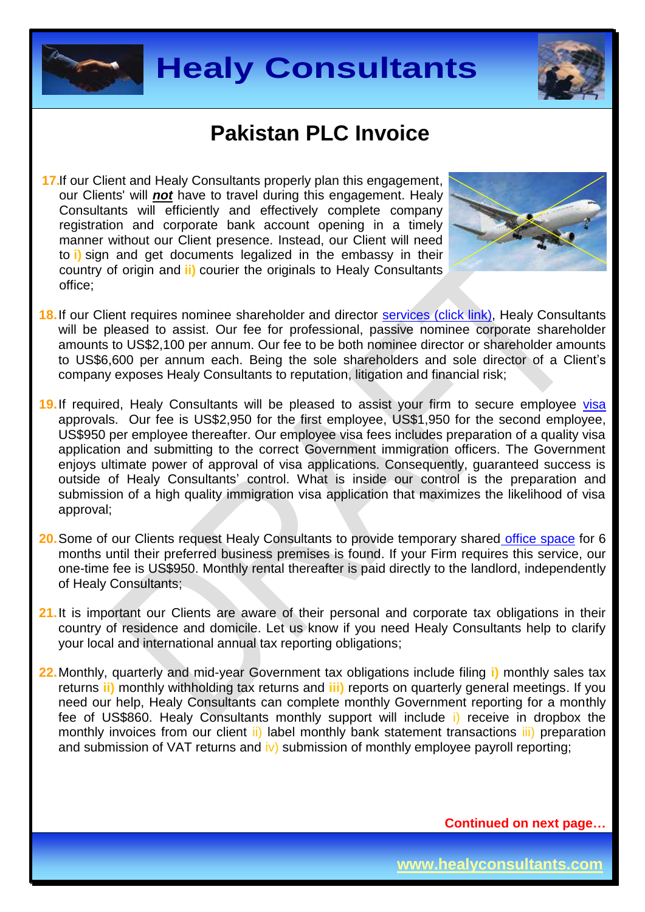# Pakistan PLC Invoice

17. If our Client and Healy Consultants properly plan this engagement, our Clients' will ***not*** have to travel during this engagement. Healy Consultants will efficiently and effectively complete company registration and corporate bank account opening in a timely manner without our Client presence. Instead, our Client will need to **i)** sign and get documents legalized in the embassy in their country of origin and **ii)** courier the originals to Healy Consultants office;

18. If our Client requires nominee shareholder and director services (click link), Healy Consultants will be pleased to assist. Our fee for professional, passive nominee corporate shareholder amounts to US$2,100 per annum. Our fee to be both nominee director or shareholder amounts to US$6,600 per annum each. Being the sole shareholders and sole director of a Client's company exposes Healy Consultants to reputation, litigation and financial risk;

19. If required, Healy Consultants will be pleased to assist your firm to secure employee visa approvals. Our fee is US$2,950 for the first employee, US$1,950 for the second employee, US$950 per employee thereafter. Our employee visa fees includes preparation of a quality visa application and submitting to the correct Government immigration officers. The Government enjoys ultimate power of approval of visa applications. Consequently, guaranteed success is outside of Healy Consultants' control. What is inside our control is the preparation and submission of a high quality immigration visa application that maximizes the likelihood of visa approval;

20. Some of our Clients request Healy Consultants to provide temporary shared office space for 6 months until their preferred business premises is found. If your Firm requires this service, our one-time fee is US$950. Monthly rental thereafter is paid directly to the landlord, independently of Healy Consultants;

21. It is important our Clients are aware of their personal and corporate tax obligations in their country of residence and domicile. Let us know if you need Healy Consultants help to clarify your local and international annual tax reporting obligations;

22. Monthly, quarterly and mid-year Government tax obligations include filing **i)** monthly sales tax returns **ii)** monthly withholding tax returns and **iii)** reports on quarterly general meetings. If you need our help, Healy Consultants can complete monthly Government reporting for a monthly fee of US$860. Healy Consultants monthly support will include i) receive in dropbox the monthly invoices from our client ii) label monthly bank statement transactions iii) preparation and submission of VAT returns and iv) submission of monthly employee payroll reporting;

**Continued on next page…**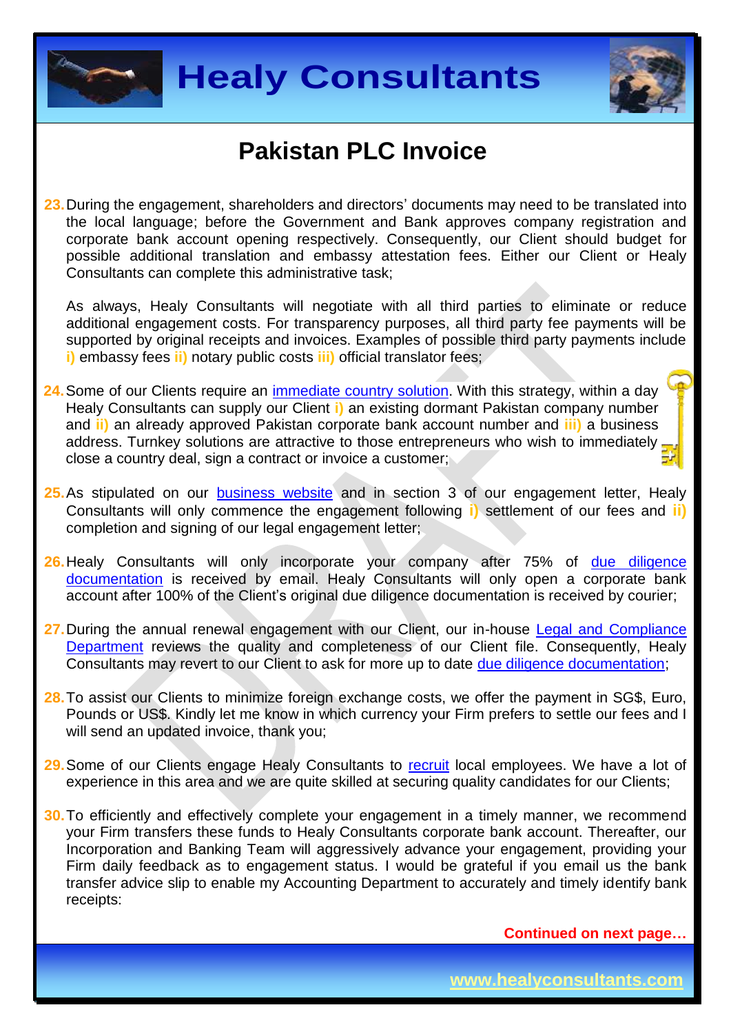# Pakistan PLC Invoice

23. During the engagement, shareholders and directors' documents may need to be translated into the local language; before the Government and Bank approves company registration and corporate bank account opening respectively. Consequently, our Client should budget for possible additional translation and embassy attestation fees. Either our Client or Healy Consultants can complete this administrative task;

    As always, Healy Consultants will negotiate with all third parties to eliminate or reduce additional engagement costs. For transparency purposes, all third party fee payments will be supported by original receipts and invoices. Examples of possible third party payments include **i)** embassy fees **ii)** notary public costs **iii)** official translator fees;

24. Some of our Clients require an immediate country solution. With this strategy, within a day Healy Consultants can supply our Client **i)** an existing dormant Pakistan company number and **ii)** an already approved Pakistan corporate bank account number and **iii)** a business address. Turnkey solutions are attractive to those entrepreneurs who wish to immediately close a country deal, sign a contract or invoice a customer;

25. As stipulated on our business website and in section 3 of our engagement letter, Healy Consultants will only commence the engagement following **i)** settlement of our fees and **ii)** completion and signing of our legal engagement letter;

26. Healy Consultants will only incorporate your company after 75% of due diligence documentation is received by email. Healy Consultants will only open a corporate bank account after 100% of the Client's original due diligence documentation is received by courier;

27. During the annual renewal engagement with our Client, our in-house Legal and Compliance Department reviews the quality and completeness of our Client file. Consequently, Healy Consultants may revert to our Client to ask for more up to date due diligence documentation;

28. To assist our Clients to minimize foreign exchange costs, we offer the payment in SG$, Euro, Pounds or US$. Kindly let me know in which currency your Firm prefers to settle our fees and I will send an updated invoice, thank you;

29. Some of our Clients engage Healy Consultants to recruit local employees. We have a lot of experience in this area and we are quite skilled at securing quality candidates for our Clients;

30. To efficiently and effectively complete your engagement in a timely manner, we recommend your Firm transfers these funds to Healy Consultants corporate bank account. Thereafter, our Incorporation and Banking Team will aggressively advance your engagement, providing your Firm daily feedback as to engagement status. I would be grateful if you email us the bank transfer advice slip to enable my Accounting Department to accurately and timely identify bank receipts:

**Continued on next page…**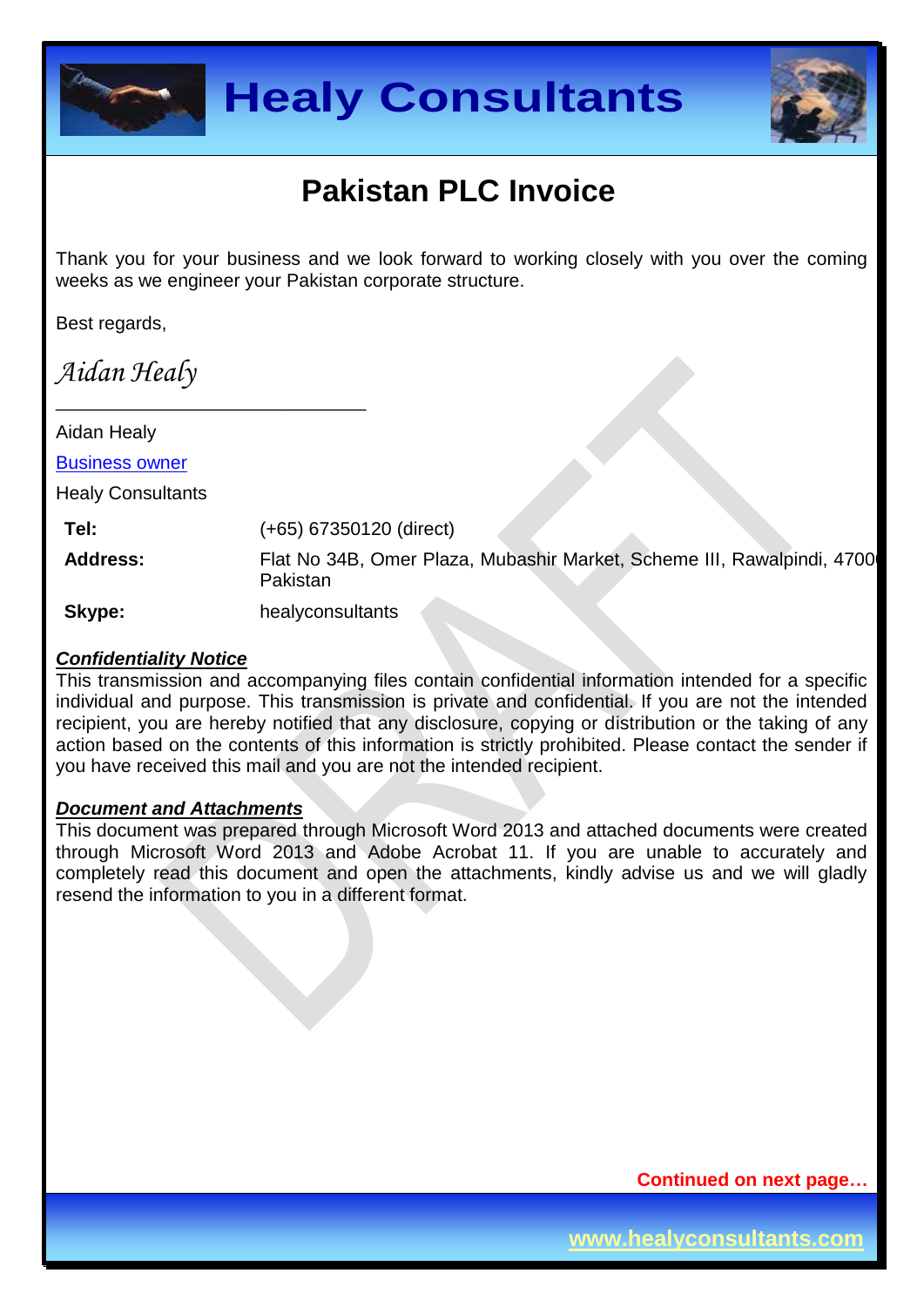# Pakistan PLC Invoice

Thank you for your business and we look forward to working closely with you over the coming weeks as we engineer your Pakistan corporate structure.

Best regards,

*Aidan Healy*

\_\_\_\_\_\_\_\_\_\_\_\_\_\_\_\_\_\_\_\_\_\_\_\_\_\_\_\_

Aidan Healy

Business owner

Healy Consultants

| | |
|---|---|
| **Tel:** | (+65) 67350120 (direct) |
| **Address:** | Flat No 34B, Omer Plaza, Mubashir Market, Scheme III, Rawalpindi, 4700 Pakistan |
| **Skype:** | healyconsultants |

***Confidentiality Notice***

This transmission and accompanying files contain confidential information intended for a specific individual and purpose. This transmission is private and confidential. If you are not the intended recipient, you are hereby notified that any disclosure, copying or distribution or the taking of any action based on the contents of this information is strictly prohibited. Please contact the sender if you have received this mail and you are not the intended recipient.

***Document and Attachments***

This document was prepared through Microsoft Word 2013 and attached documents were created through Microsoft Word 2013 and Adobe Acrobat 11. If you are unable to accurately and completely read this document and open the attachments, kindly advise us and we will gladly resend the information to you in a different format.

**Continued on next page…**